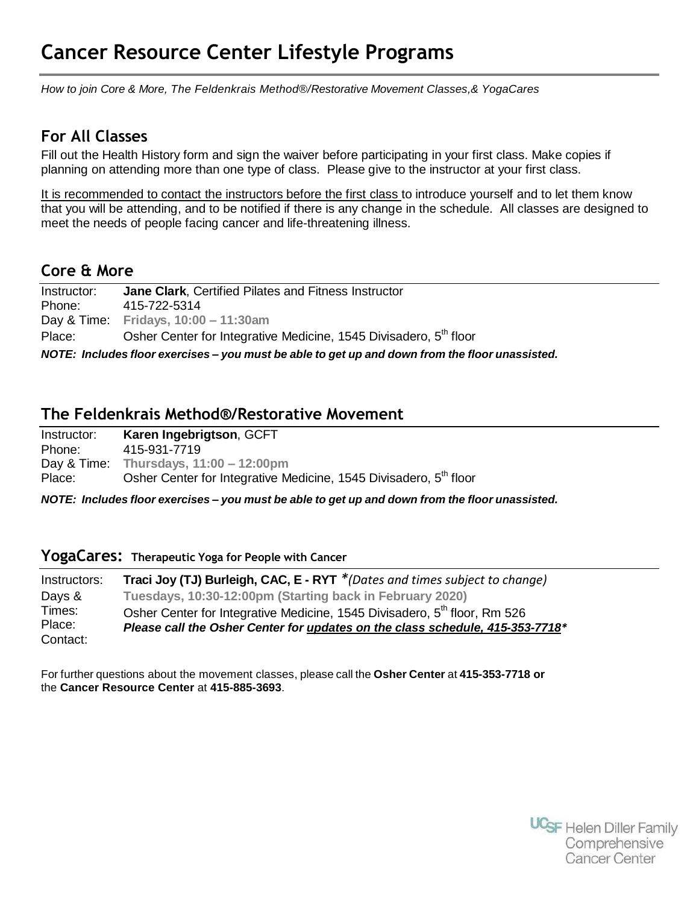# Cancer Resource Center Lifestyle Programs

*How to join Core & More, The Feldenkrais Method®/Restorative Movement Classes,& YogaCares*

## For All Classes

Fill out the Health History form and sign the waiver before participating in your first class. Make copies if planning on attending more than one type of class. Please give to the instructor at your first class.

It is recommended to contact the instructors before the first class to introduce yourself and to let them know that you will be attending, and to be notified if there is any change in the schedule. All classes are designed to meet the needs of people facing cancer and life-threatening illness.

## Core & More

Instructor: **Jane Clark**, Certified Pilates and Fitness Instructor
Phone: 415-722-5314
Day & Time: **Fridays, 10:00 – 11:30am**
Place: Osher Center for Integrative Medicine, 1545 Divisadero, 5th floor

***NOTE: Includes floor exercises – you must be able to get up and down from the floor unassisted.***

## The Feldenkrais Method®/Restorative Movement

Instructor: **Karen Ingebrigtson**, GCFT
Phone: 415-931-7719
Day & Time: **Thursdays, 11:00 – 12:00pm**
Place: Osher Center for Integrative Medicine, 1545 Divisadero, 5th floor

***NOTE: Includes floor exercises – you must be able to get up and down from the floor unassisted.***

## YogaCares: Therapeutic Yoga for People with Cancer

Instructors: **Traci Joy (TJ) Burleigh, CAC, E - RYT** *\*(Dates and times subject to change)*
Days & Times: **Tuesdays, 10:30-12:00pm (Starting back in February 2020)**
Place: Osher Center for Integrative Medicine, 1545 Divisadero, 5th floor, Rm 526
Contact: ***Please call the Osher Center for updates on the class schedule, 415-353-7718\****

For further questions about the movement classes, please call the **Osher Center** at **415-353-7718 or** the **Cancer Resource Center** at **415-885-3693**.

UCSF Helen Diller Family Comprehensive Cancer Center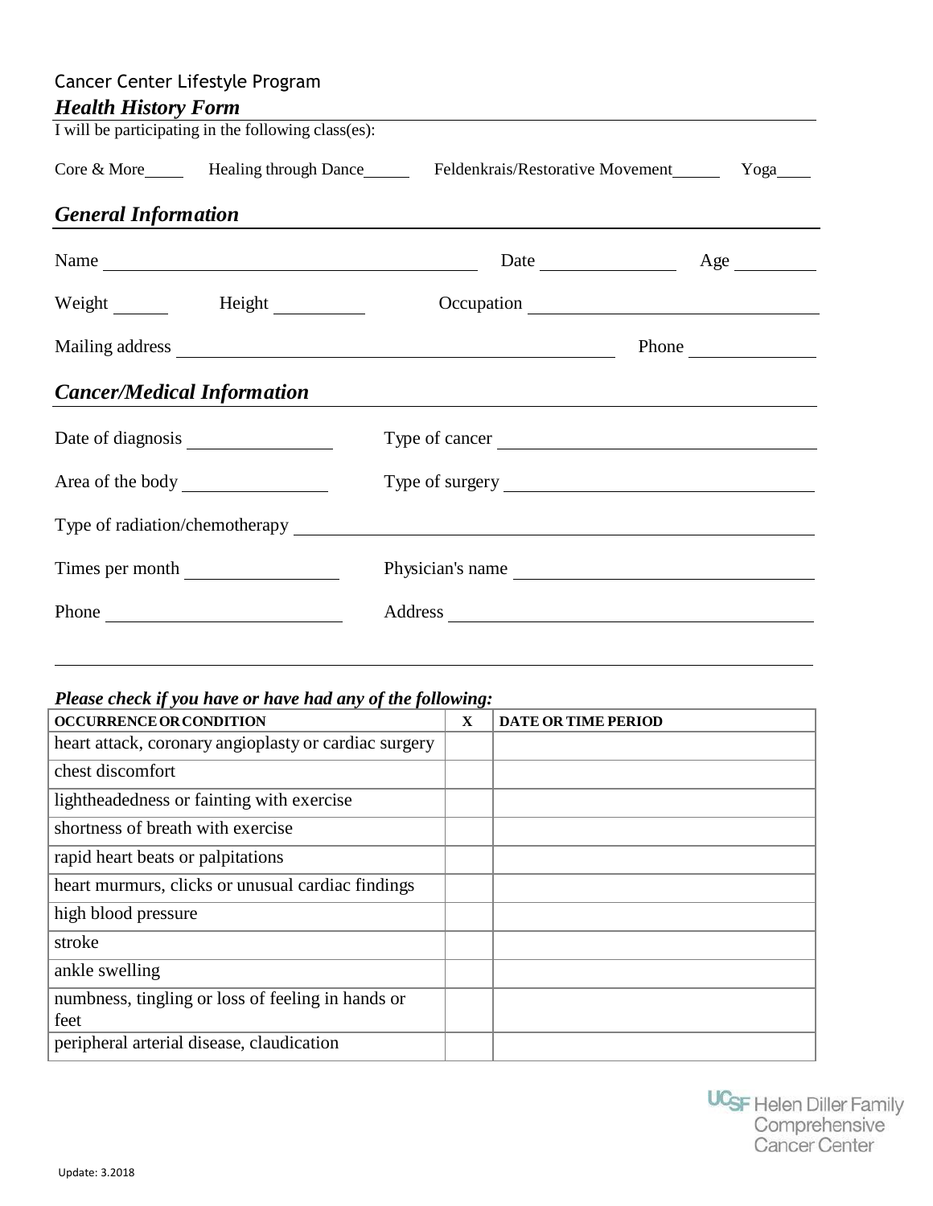Cancer Center Lifestyle Program

## *Health History Form*

I will be participating in the following class(es):

Core & More\_\_\_\_ Healing through Dance\_\_\_\_ Feldenkrais/Restorative Movement\_\_\_\_ Yoga\_\_\_\_

## *General Information*

Name \_\_\_\_\_\_\_\_\_\_\_\_\_\_\_\_\_\_\_\_ Date \_\_\_\_\_\_\_\_\_\_ Age \_\_\_\_\_\_

Weight \_\_\_\_\_\_ Height \_\_\_\_\_\_ Occupation \_\_\_\_\_\_\_\_\_\_\_\_\_\_\_\_\_\_\_\_

Mailing address \_\_\_\_\_\_\_\_\_\_\_\_\_\_\_\_\_\_\_\_ Phone \_\_\_\_\_\_\_\_\_\_

## *Cancer/Medical Information*

Date of diagnosis \_\_\_\_\_\_\_\_\_\_ Type of cancer \_\_\_\_\_\_\_\_\_\_\_\_\_\_\_\_\_\_\_\_

Area of the body \_\_\_\_\_\_\_\_\_\_ Type of surgery \_\_\_\_\_\_\_\_\_\_\_\_\_\_\_\_\_\_\_\_

Type of radiation/chemotherapy \_\_\_\_\_\_\_\_\_\_\_\_\_\_\_\_\_\_\_\_

Times per month \_\_\_\_\_\_\_\_\_\_ Physician's name \_\_\_\_\_\_\_\_\_\_\_\_\_\_\_\_\_\_\_\_

Phone \_\_\_\_\_\_\_\_\_\_ Address \_\_\_\_\_\_\_\_\_\_\_\_\_\_\_\_\_\_\_\_

***Please check if you have or have had any of the following:***

| OCCURRENCE OR CONDITION | X | DATE OR TIME PERIOD |
|---|---|---|
| heart attack, coronary angioplasty or cardiac surgery | | |
| chest discomfort | | |
| lightheadedness or fainting with exercise | | |
| shortness of breath with exercise | | |
| rapid heart beats or palpitations | | |
| heart murmurs, clicks or unusual cardiac findings | | |
| high blood pressure | | |
| stroke | | |
| ankle swelling | | |
| numbness, tingling or loss of feeling in hands or feet | | |
| peripheral arterial disease, claudication | | |

UCSF Helen Diller Family Comprehensive Cancer Center

Update: 3.2018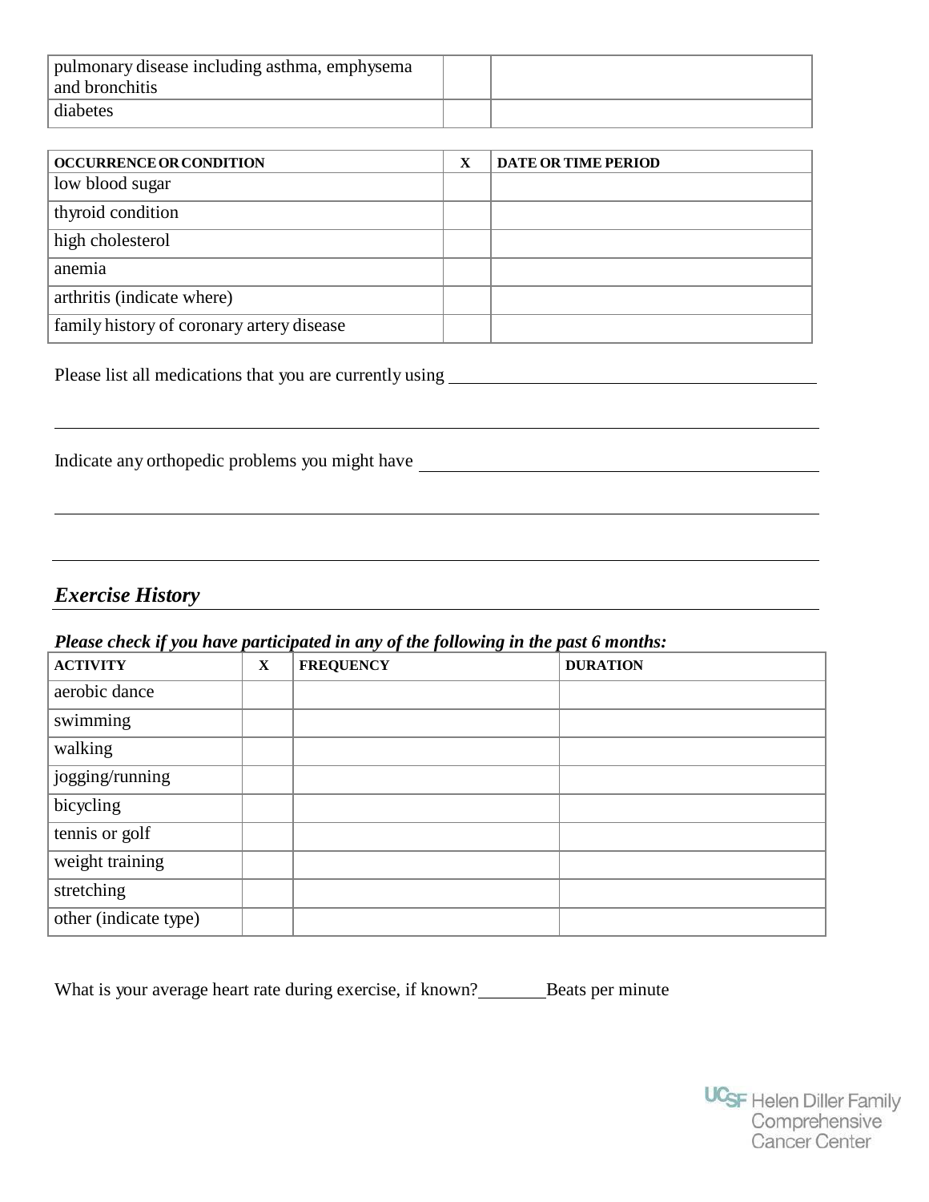| | | |
|---|---|---|
| pulmonary disease including asthma, emphysema and bronchitis | | |
| diabetes | | |

| OCCURRENCE OR CONDITION | X | DATE OR TIME PERIOD |
|---|---|---|
| low blood sugar | | |
| thyroid condition | | |
| high cholesterol | | |
| anemia | | |
| arthritis (indicate where) | | |
| family history of coronary artery disease | | |

Please list all medications that you are currently using ______________________________

______________________________________________________________________

Indicate any orthopedic problems you might have ______________________________

______________________________________________________________________

______________________________________________________________________

## *Exercise History*

***Please check if you have participated in any of the following in the past 6 months:***

| ACTIVITY | X | FREQUENCY | DURATION |
|---|---|---|---|
| aerobic dance | | | |
| swimming | | | |
| walking | | | |
| jogging/running | | | |
| bicycling | | | |
| tennis or golf | | | |
| weight training | | | |
| stretching | | | |
| other (indicate type) | | | |

What is your average heart rate during exercise, if known?________Beats per minute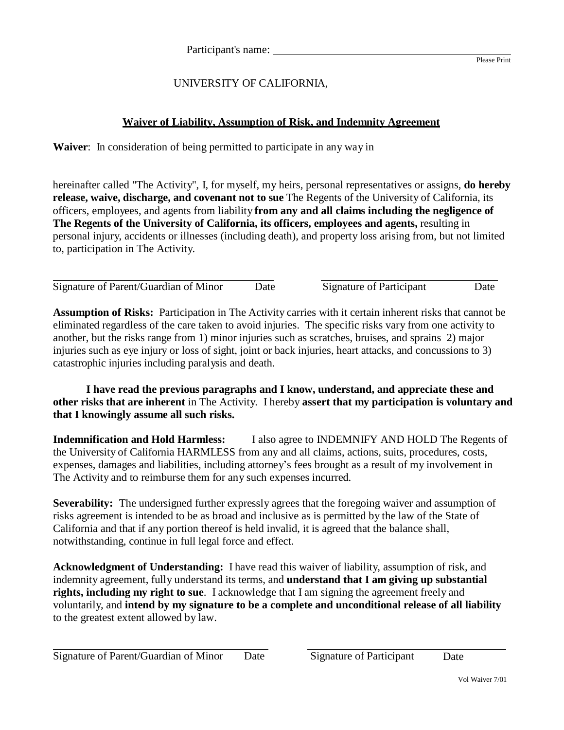Participant's name: ______________________________
Please Print

UNIVERSITY OF CALIFORNIA,

## Waiver of Liability, Assumption of Risk, and Indemnity Agreement

**Waiver**: In consideration of being permitted to participate in any way in

hereinafter called "The Activity", I, for myself, my heirs, personal representatives or assigns, **do hereby release, waive, discharge, and covenant not to sue** The Regents of the University of California, its officers, employees, and agents from liability **from any and all claims including the negligence of The Regents of the University of California, its officers, employees and agents,** resulting in personal injury, accidents or illnesses (including death), and property loss arising from, but not limited to, participation in The Activity.

______________________________ ______________________________
Signature of Parent/Guardian of Minor Date Signature of Participant Date

**Assumption of Risks:** Participation in The Activity carries with it certain inherent risks that cannot be eliminated regardless of the care taken to avoid injuries. The specific risks vary from one activity to another, but the risks range from 1) minor injuries such as scratches, bruises, and sprains 2) major injuries such as eye injury or loss of sight, joint or back injuries, heart attacks, and concussions to 3) catastrophic injuries including paralysis and death.

**I have read the previous paragraphs and I know, understand, and appreciate these and other risks that are inherent** in The Activity. I hereby **assert that my participation is voluntary and that I knowingly assume all such risks.**

**Indemnification and Hold Harmless:** I also agree to INDEMNIFY AND HOLD The Regents of the University of California HARMLESS from any and all claims, actions, suits, procedures, costs, expenses, damages and liabilities, including attorney's fees brought as a result of my involvement in The Activity and to reimburse them for any such expenses incurred.

**Severability:** The undersigned further expressly agrees that the foregoing waiver and assumption of risks agreement is intended to be as broad and inclusive as is permitted by the law of the State of California and that if any portion thereof is held invalid, it is agreed that the balance shall, notwithstanding, continue in full legal force and effect.

**Acknowledgment of Understanding:** I have read this waiver of liability, assumption of risk, and indemnity agreement, fully understand its terms, and **understand that I am giving up substantial rights, including my right to sue**. I acknowledge that I am signing the agreement freely and voluntarily, and **intend by my signature to be a complete and unconditional release of all liability** to the greatest extent allowed by law.

______________________________ ______________________________
Signature of Parent/Guardian of Minor Date Signature of Participant Date

Vol Waiver 7/01